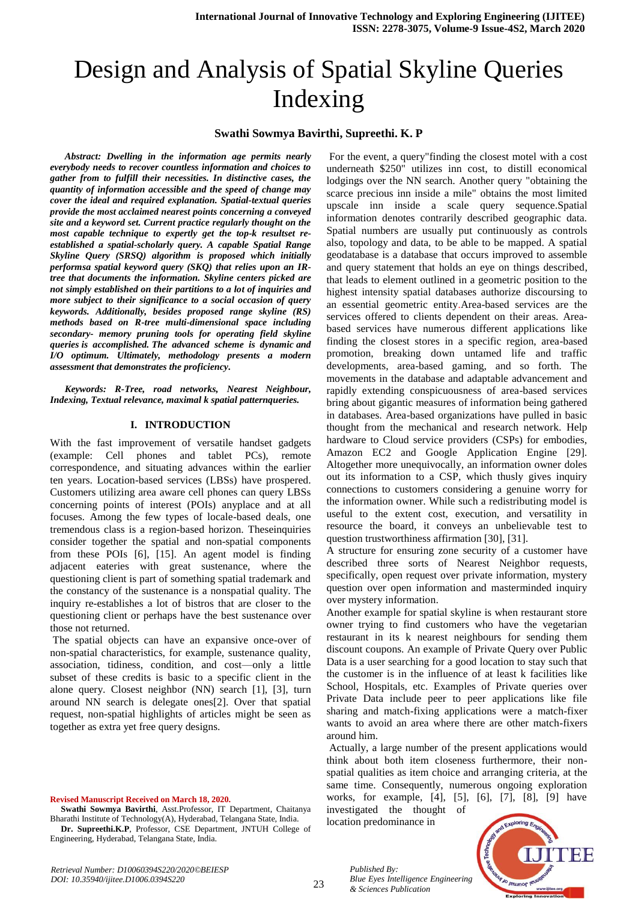# Design and Analysis of Spatial Skyline Queries Indexing

**Swathi Sowmya Bavirthi, Supreethi. K. P**

***Abstract: Dwelling in the information age permits nearly everybody needs to recover countless information and choices to gather from to fulfill their necessities. In distinctive cases, the quantity of information accessible and the speed of change may cover the ideal and required explanation. Spatial-textual queries provide the most acclaimed nearest points concerning a conveyed site and a keyword set. Current practice regularly thought on the most capable technique to expertly get the top-k resultset re-established a spatial-scholarly query. A capable Spatial Range Skyline Query (SRSQ) algorithm is proposed which initially performsa spatial keyword query (SKQ) that relies upon an IR-tree that documents the information. Skyline centers picked are not simply established on their partitions to a lot of inquiries and more subject to their significance to a social occasion of query keywords. Additionally, besides proposed range skyline (RS) methods based on R-tree multi-dimensional space including secondary- memory pruning tools for operating field skyline queries is accomplished. The advanced scheme is dynamic and I/O optimum. Ultimately, methodology presents a modern assessment that demonstrates the proficiency.***

***Keywords: R-Tree, road networks, Nearest Neighbour, Indexing, Textual relevance, maximal k spatial patternqueries.***

## I. INTRODUCTION

With the fast improvement of versatile handset gadgets (example: Cell phones and tablet PCs), remote correspondence, and situating advances within the earlier ten years. Location-based services (LBSs) have prospered. Customers utilizing area aware cell phones can query LBSs concerning points of interest (POIs) anyplace and at all focuses. Among the few types of locale-based deals, one tremendous class is a region-based horizon. Theseinquiries consider together the spatial and non-spatial components from these POIs [6], [15]. An agent model is finding adjacent eateries with great sustenance, where the questioning client is part of something spatial trademark and the constancy of the sustenance is a nonspatial quality. The inquiry re-establishes a lot of bistros that are closer to the questioning client or perhaps have the best sustenance over those not returned.

The spatial objects can have an expansive once-over of non-spatial characteristics, for example, sustenance quality, association, tidiness, condition, and cost—only a little subset of these credits is basic to a specific client in the alone query. Closest neighbor (NN) search [1], [3], turn around NN search is delegate ones[2]. Over that spatial request, non-spatial highlights of articles might be seen as together as extra yet free query designs.

For the event, a query"finding the closest motel with a cost underneath \$250" utilizes inn cost, to distill economical lodgings over the NN search. Another query "obtaining the scarce precious inn inside a mile" obtains the most limited upscale inn inside a scale query sequence.Spatial information denotes contrarily described geographic data. Spatial numbers are usually put continuously as controls also, topology and data, to be able to be mapped. A spatial geodatabase is a database that occurs improved to assemble and query statement that holds an eye on things described, that leads to element outlined in a geometric position to the highest intensity spatial databases authorize discoursing to an essential geometric entity.Area-based services are the services offered to clients dependent on their areas. Area-based services have numerous different applications like finding the closest stores in a specific region, area-based promotion, breaking down untamed life and traffic developments, area-based gaming, and so forth. The movements in the database and adaptable advancement and rapidly extending conspicuousness of area-based services bring about gigantic measures of information being gathered in databases. Area-based organizations have pulled in basic thought from the mechanical and research network. Help hardware to Cloud service providers (CSPs) for embodies, Amazon EC2 and Google Application Engine [29]. Altogether more unequivocally, an information owner doles out its information to a CSP, which thusly gives inquiry connections to customers considering a genuine worry for the information owner. While such a redistributing model is useful to the extent cost, execution, and versatility in resource the board, it conveys an unbelievable test to question trustworthiness affirmation [30], [31].

A structure for ensuring zone security of a customer have described three sorts of Nearest Neighbor requests, specifically, open request over private information, mystery question over open information and masterminded inquiry over mystery information.

Another example for spatial skyline is when restaurant store owner trying to find customers who have the vegetarian restaurant in its k nearest neighbours for sending them discount coupons. An example of Private Query over Public Data is a user searching for a good location to stay such that the customer is in the influence of at least k facilities like School, Hospitals, etc. Examples of Private queries over Private Data include peer to peer applications like file sharing and match-fixing applications were a match-fixer wants to avoid an area where there are other match-fixers around him.

Actually, a large number of the present applications would think about both item closeness furthermore, their non-spatial qualities as item choice and arranging criteria, at the same time. Consequently, numerous ongoing exploration works, for example, [4], [5], [6], [7], [8], [9] have investigated the thought of location predominance in

**Revised Manuscript Received on March 18, 2020.**

**Swathi Sowmya Bavirthi**, Asst.Professor, IT Department, Chaitanya Bharathi Institute of Technology(A), Hyderabad, Telangana State, India.

**Dr. Supreethi.K.P**, Professor, CSE Department, JNTUH College of Engineering, Hyderabad, Telangana State, India.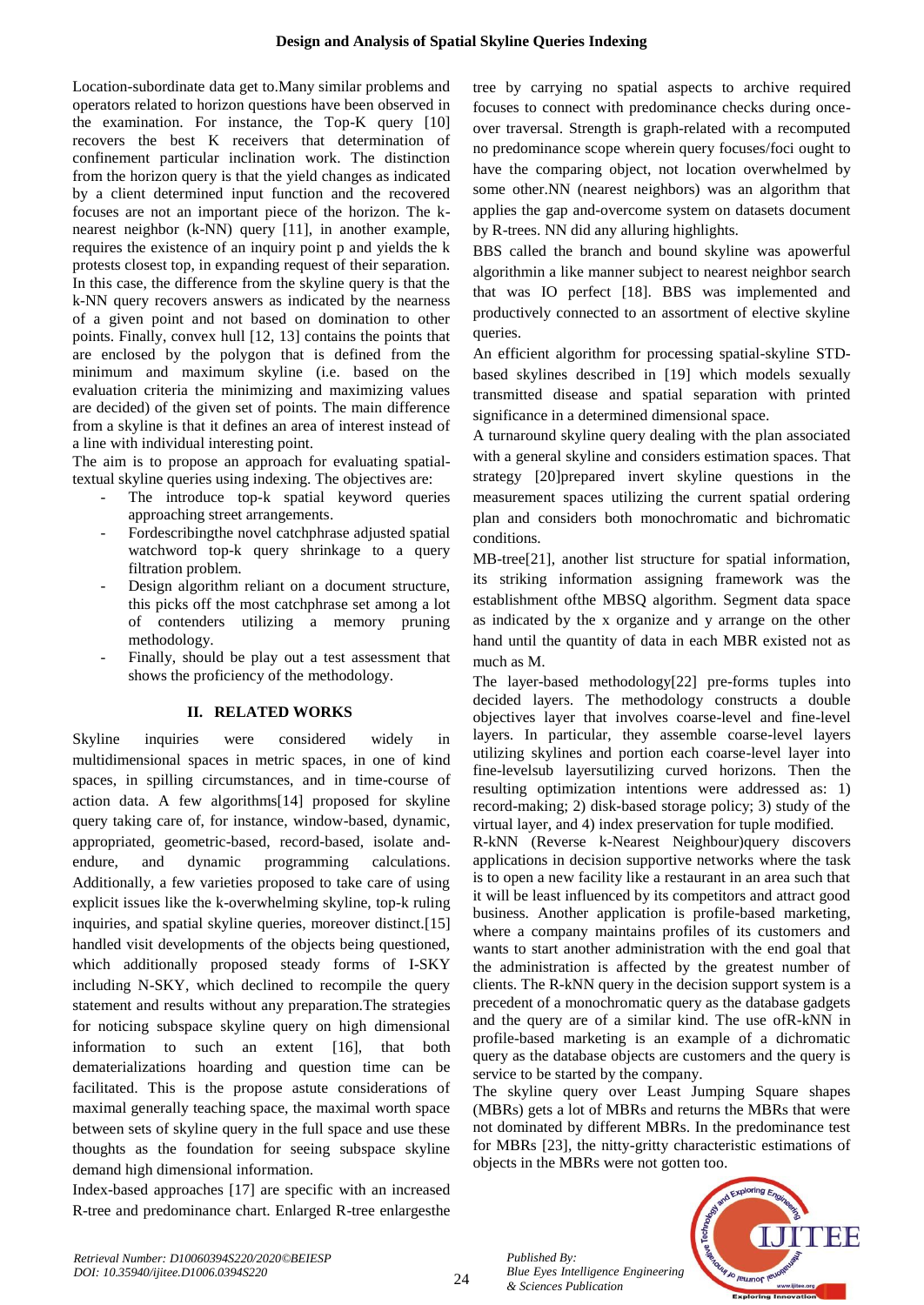Location-subordinate data get to.Many similar problems and operators related to horizon questions have been observed in the examination. For instance, the Top-K query [10] recovers the best K receivers that determination of confinement particular inclination work. The distinction from the horizon query is that the yield changes as indicated by a client determined input function and the recovered focuses are not an important piece of the horizon. The k-nearest neighbor (k-NN) query [11], in another example, requires the existence of an inquiry point p and yields the k protests closest top, in expanding request of their separation. In this case, the difference from the skyline query is that the k-NN query recovers answers as indicated by the nearness of a given point and not based on domination to other points. Finally, convex hull [12, 13] contains the points that are enclosed by the polygon that is defined from the minimum and maximum skyline (i.e. based on the evaluation criteria the minimizing and maximizing values are decided) of the given set of points. The main difference from a skyline is that it defines an area of interest instead of a line with individual interesting point.

The aim is to propose an approach for evaluating spatial-textual skyline queries using indexing. The objectives are:

- The introduce top-k spatial keyword queries approaching street arrangements.
- Fordescribingthe novel catchphrase adjusted spatial watchword top-k query shrinkage to a query filtration problem.
- Design algorithm reliant on a document structure, this picks off the most catchphrase set among a lot of contenders utilizing a memory pruning methodology.
- Finally, should be play out a test assessment that shows the proficiency of the methodology.

## II. RELATED WORKS

Skyline inquiries were considered widely in multidimensional spaces in metric spaces, in one of kind spaces, in spilling circumstances, and in time-course of action data. A few algorithms[14] proposed for skyline query taking care of, for instance, window-based, dynamic, appropriated, geometric-based, record-based, isolate and-endure, and dynamic programming calculations. Additionally, a few varieties proposed to take care of using explicit issues like the k-overwhelming skyline, top-k ruling inquiries, and spatial skyline queries, moreover distinct.[15] handled visit developments of the objects being questioned, which additionally proposed steady forms of I-SKY including N-SKY, which declined to recompile the query statement and results without any preparation.The strategies for noticing subspace skyline query on high dimensional information to such an extent [16], that both dematerializations hoarding and question time can be facilitated. This is the propose astute considerations of maximal generally teaching space, the maximal worth space between sets of skyline query in the full space and use these thoughts as the foundation for seeing subspace skyline demand high dimensional information.

Index-based approaches [17] are specific with an increased R-tree and predominance chart. Enlarged R-tree enlargesthe tree by carrying no spatial aspects to archive required focuses to connect with predominance checks during once-over traversal. Strength is graph-related with a recomputed no predominance scope wherein query focuses/foci ought to have the comparing object, not location overwhelmed by some other.NN (nearest neighbors) was an algorithm that applies the gap and-overcome system on datasets document by R-trees. NN did any alluring highlights.

BBS called the branch and bound skyline was apowerful algorithmin a like manner subject to nearest neighbor search that was IO perfect [18]. BBS was implemented and productively connected to an assortment of elective skyline queries.

An efficient algorithm for processing spatial-skyline STD-based skylines described in [19] which models sexually transmitted disease and spatial separation with printed significance in a determined dimensional space.

A turnaround skyline query dealing with the plan associated with a general skyline and considers estimation spaces. That strategy [20]prepared invert skyline questions in the measurement spaces utilizing the current spatial ordering plan and considers both monochromatic and bichromatic conditions.

MB-tree[21], another list structure for spatial information, its striking information assigning framework was the establishment ofthe MBSQ algorithm. Segment data space as indicated by the x organize and y arrange on the other hand until the quantity of data in each MBR existed not as much as M.

The layer-based methodology[22] pre-forms tuples into decided layers. The methodology constructs a double objectives layer that involves coarse-level and fine-level layers. In particular, they assemble coarse-level layers utilizing skylines and portion each coarse-level layer into fine-levelsub layersutilizing curved horizons. Then the resulting optimization intentions were addressed as: 1) record-making; 2) disk-based storage policy; 3) study of the virtual layer, and 4) index preservation for tuple modified.

R-kNN (Reverse k-Nearest Neighbour)query discovers applications in decision supportive networks where the task is to open a new facility like a restaurant in an area such that it will be least influenced by its competitors and attract good business. Another application is profile-based marketing, where a company maintains profiles of its customers and wants to start another administration with the end goal that the administration is affected by the greatest number of clients. The R-kNN query in the decision support system is a precedent of a monochromatic query as the database gadgets and the query are of a similar kind. The use ofR-kNN in profile-based marketing is an example of a dichromatic query as the database objects are customers and the query is service to be started by the company.

The skyline query over Least Jumping Square shapes (MBRs) gets a lot of MBRs and returns the MBRs that were not dominated by different MBRs. In the predominance test for MBRs [23], the nitty-gritty characteristic estimations of objects in the MBRs were not gotten too.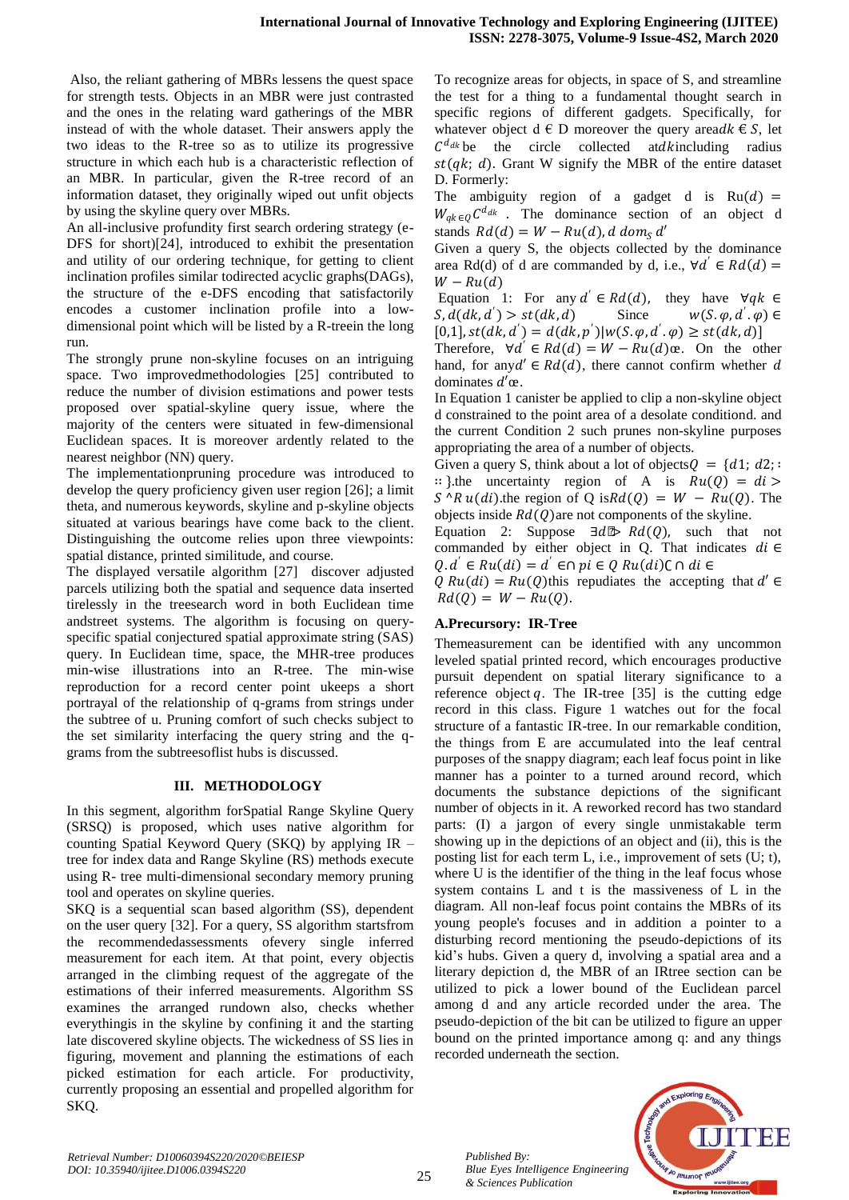Also, the reliant gathering of MBRs lessens the quest space for strength tests. Objects in an MBR were just contrasted and the ones in the relating ward gatherings of the MBR instead of with the whole dataset. Their answers apply the two ideas to the R-tree so as to utilize its progressive structure in which each hub is a characteristic reflection of an MBR. In particular, given the R-tree record of an information dataset, they originally wiped out unfit objects by using the skyline query over MBRs.

An all-inclusive profundity first search ordering strategy (e-DFS for short)[24], introduced to exhibit the presentation and utility of our ordering technique, for getting to client inclination profiles similar todirected acyclic graphs(DAGs), the structure of the e-DFS encoding that satisfactorily encodes a customer inclination profile into a low-dimensional point which will be listed by a R-treein the long run.

The strongly prune non-skyline focuses on an intriguing space. Two improvedmethodologies [25] contributed to reduce the number of division estimations and power tests proposed over spatial-skyline query issue, where the majority of the centers were situated in few-dimensional Euclidean spaces. It is moreover ardently related to the nearest neighbor (NN) query.

The implementationpruning procedure was introduced to develop the query proficiency given user region [26]; a limit theta, and numerous keywords, skyline and p-skyline objects situated at various bearings have come back to the client. Distinguishing the outcome relies upon three viewpoints: spatial distance, printed similitude, and course.

The displayed versatile algorithm [27] discover adjusted parcels utilizing both the spatial and sequence data inserted tirelessly in the treesearch word in both Euclidean time andstreet systems. The algorithm is focusing on query-specific spatial conjectured spatial approximate string (SAS) query. In Euclidean time, space, the MHR-tree produces min-wise illustrations into an R-tree. The min-wise reproduction for a record center point ukeeps a short portrayal of the relationship of q-grams from strings under the subtree of u. Pruning comfort of such checks subject to the set similarity interfacing the query string and the q-grams from the subtreesoflist hubs is discussed.

## III. METHODOLOGY

In this segment, algorithm forSpatial Range Skyline Query (SRSQ) is proposed, which uses native algorithm for counting Spatial Keyword Query (SKQ) by applying IR – tree for index data and Range Skyline (RS) methods execute using R- tree multi-dimensional secondary memory pruning tool and operates on skyline queries.

SKQ is a sequential scan based algorithm (SS), dependent on the user query [32]. For a query, SS algorithm startsfrom the recommendedassessments ofevery single inferred measurement for each item. At that point, every objectis arranged in the climbing request of the aggregate of the estimations of their inferred measurements. Algorithm SS examines the arranged rundown also, checks whether everythingis in the skyline by confining it and the starting late discovered skyline objects. The wickedness of SS lies in figuring, movement and planning the estimations of each picked estimation for each article. For productivity, currently proposing an essential and propelled algorithm for SKQ.

To recognize areas for objects, in space of S, and streamline the test for a thing to a fundamental thought search in specific regions of different gadgets. Specifically, for whatever object d ∈ D moreover the query area$dk \in S$, let $C^{d_{dk}}$ be the circle collected at$dk$including radius $st(qk;\, d)$. Grant W signify the MBR of the entire dataset D. Formerly:

The ambiguity region of a gadget d is $\mathrm{Ru}(d) = W_{qk \in Q} C^{d_{dk}}$ . The dominance section of an object d stands $Rd(d) = W - Ru(d), d\ dom_S\ d'$

Given a query S, the objects collected by the dominance area Rd(d) of d are commanded by d, i.e., $\forall d' \in Rd(d) = W - Ru(d)$

Equation 1: For any $d' \in Rd(d)$, they have $\forall qk \in S, d(dk, d') > st(dk, d)$ Since $w(S.\varphi, d'.\varphi) \in [0,1], st(dk, d') = d(dk, p')|w(S.\varphi, d'.\varphi) \geq st(dk, d)]$

Therefore, $\forall d' \in Rd(d) = W - Ru(d)$œ. On the other hand, for any$d' \in Rd(d)$, there cannot confirm whether $d$ dominates $d'$œ.

In Equation 1 canister be applied to clip a non-skyline object d constrained to the point area of a desolate conditiond. and the current Condition 2 such prunes non-skyline purposes appropriating the area of a number of objects.

Given a query S, think about a lot of objects$Q = \{d1;\, d2;\, ::\}$.the uncertainty region of A is $Ru(Q) = di > S \wedge R\,u(di)$.the region of Q is$Rd(Q) = W - Ru(Q)$. The objects inside $Rd(Q)$are not components of the skyline.

Equation 2: Suppose $\exists d ⮿ Rd(Q)$, such that not commanded by either object in Q. That indicates $di \in Q.d' \in Ru(di) = d' \in \cap\, pi \in Q\ Ru(di) \complement \cap\, di \in Q\ Ru(di) = Ru(Q)$this repudiates the accepting that $d' \in Rd(Q) = W - Ru(Q)$.

### A.Precursory: IR-Tree

Themeasurement can be identified with any uncommon leveled spatial printed record, which encourages productive pursuit dependent on spatial literary significance to a reference object $q$. The IR-tree [35] is the cutting edge record in this class. Figure 1 watches out for the focal structure of a fantastic IR-tree. In our remarkable condition, the things from E are accumulated into the leaf central purposes of the snappy diagram; each leaf focus point in like manner has a pointer to a turned around record, which documents the substance depictions of the significant number of objects in it. A reworked record has two standard parts: (I) a jargon of every single unmistakable term showing up in the depictions of an object and (ii), this is the posting list for each term L, i.e., improvement of sets (U; t), where U is the identifier of the thing in the leaf focus whose system contains L and t is the massiveness of L in the diagram. All non-leaf focus point contains the MBRs of its young people's focuses and in addition a pointer to a disturbing record mentioning the pseudo-depictions of its kid's hubs. Given a query d, involving a spatial area and a literary depiction d, the MBR of an IRtree section can be utilized to pick a lower bound of the Euclidean parcel among d and any article recorded under the area. The pseudo-depiction of the bit can be utilized to figure an upper bound on the printed importance among q: and any things recorded underneath the section.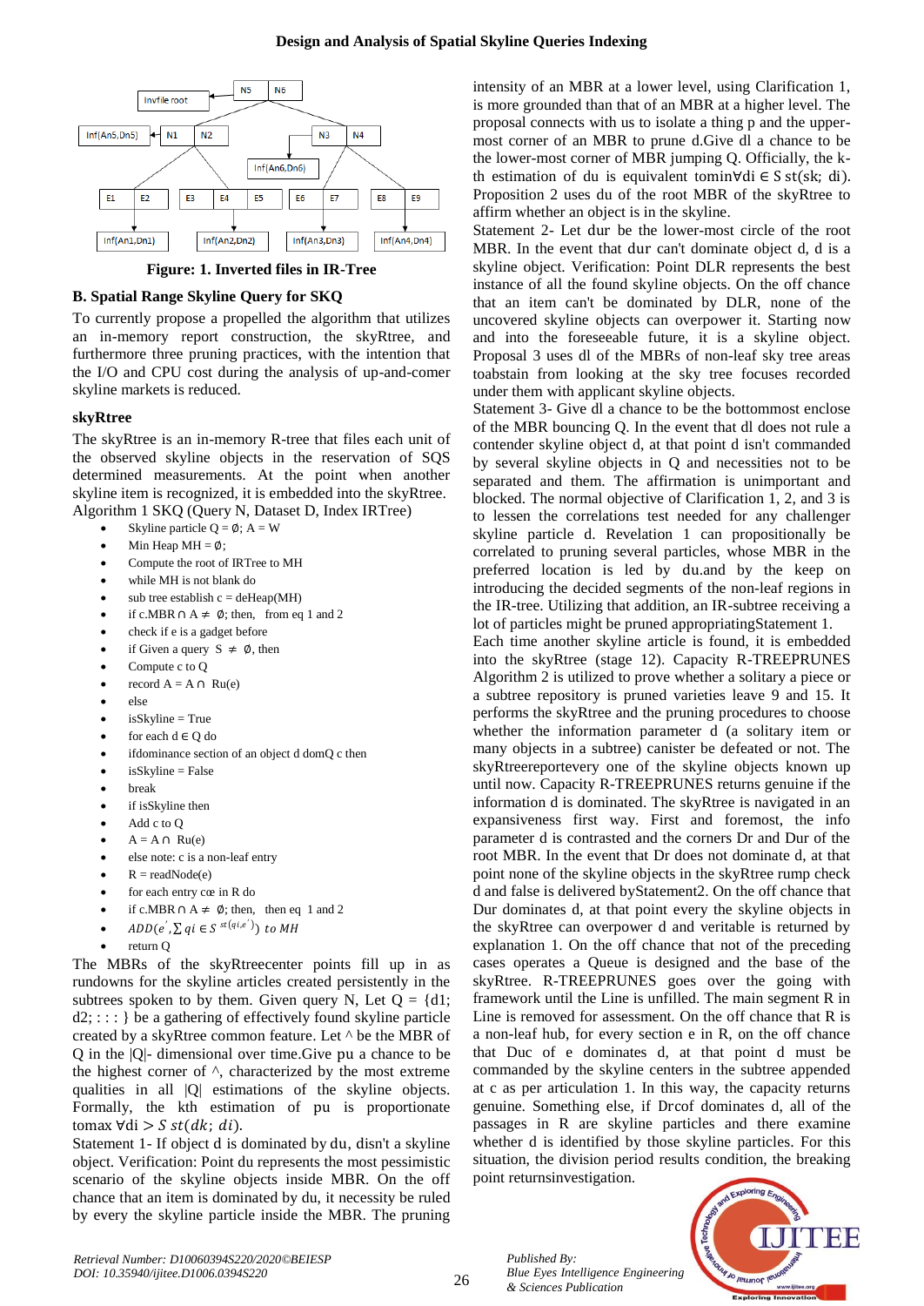Figure: 1. Inverted files in IR-Tree

### B. Spatial Range Skyline Query for SKQ

To currently propose a propelled the algorithm that utilizes an in-memory report construction, the skyRtree, and furthermore three pruning practices, with the intention that the I/O and CPU cost during the analysis of up-and-comer skyline markets is reduced.

**skyRtree**

The skyRtree is an in-memory R-tree that files each unit of the observed skyline objects in the reservation of SQS determined measurements. At the point when another skyline item is recognized, it is embedded into the skyRtree.

Algorithm 1 SKQ (Query N, Dataset D, Index IRTree)

- Skyline particle Q = ∅; A = W
- Min Heap MH = ∅;
- Compute the root of IRTree to MH
- while MH is not blank do
- sub tree establish c = deHeap(MH)
- if c.MBR ∩ A ≠ ∅; then, from eq 1 and 2
- check if e is a gadget before
- if Given a query S ≠ ∅, then
- Compute c to Q
- record A = A ∩ Ru(e)
- else
- isSkyline = True
- for each d ∈ Q do
- ifdominance section of an object d domQ c then
- isSkyline = False
- break
- if isSkyline then
- Add c to Q
- A = A ∩ Ru(e)
- else note: c is a non-leaf entry
- R = readNode(e)
- for each entry cœ in R do
- if c.MBR ∩ A ≠ ∅; then, then eq 1 and 2
- $ADD(e', \sum qi \in S^{\,st(qi, e')})$ to MH
- return Q

The MBRs of the skyRtreecenter points fill up in as rundowns for the skyline articles created persistently in the subtrees spoken to by them. Given query N, Let Q = {d1; d2; : : : } be a gathering of effectively found skyline particle created by a skyRtree common feature. Let ^ be the MBR of Q in the |Q|- dimensional over time.Give pu a chance to be the highest corner of ^, characterized by the most extreme qualities in all |Q| estimations of the skyline objects. Formally, the kth estimation of pu is proportionate tomax ∀di $> S\ st(dk; di)$.

Statement 1- If object d is dominated by du, disn't a skyline object. Verification: Point du represents the most pessimistic scenario of the skyline objects inside MBR. On the off chance that an item is dominated by du, it necessity be ruled by every the skyline particle inside the MBR. The pruning intensity of an MBR at a lower level, using Clarification 1, is more grounded than that of an MBR at a higher level. The proposal connects with us to isolate a thing p and the upper-most corner of an MBR to prune d.Give dl a chance to be the lower-most corner of MBR jumping Q. Officially, the k-th estimation of du is equivalent tomin∀di ∈ S st(sk; di). Proposition 2 uses du of the root MBR of the skyRtree to affirm whether an object is in the skyline.

Statement 2- Let dur be the lower-most circle of the root MBR. In the event that dur can't dominate object d, d is a skyline object. Verification: Point DLR represents the best instance of all the found skyline objects. On the off chance that an item can't be dominated by DLR, none of the uncovered skyline objects can overpower it. Starting now and into the foreseeable future, it is a skyline object. Proposal 3 uses dl of the MBRs of non-leaf sky tree areas toabstain from looking at the sky tree focuses recorded under them with applicant skyline objects.

Statement 3- Give dl a chance to be the bottommost enclose of the MBR bouncing Q. In the event that dl does not rule a contender skyline object d, at that point d isn't commanded by several skyline objects in Q and necessities not to be separated and them. The affirmation is unimportant and blocked. The normal objective of Clarification 1, 2, and 3 is to lessen the correlations test needed for any challenger skyline particle d. Revelation 1 can propositionally be correlated to pruning several particles, whose MBR in the preferred location is led by du.and by the keep on introducing the decided segments of the non-leaf regions in the IR-tree. Utilizing that addition, an IR-subtree receiving a lot of particles might be pruned appropriatingStatement 1.

Each time another skyline article is found, it is embedded into the skyRtree (stage 12). Capacity R-TREEPRUNES Algorithm 2 is utilized to prove whether a solitary a piece or a subtree repository is pruned varieties leave 9 and 15. It performs the skyRtree and the pruning procedures to choose whether the information parameter d (a solitary item or many objects in a subtree) canister be defeated or not. The skyRtreereportevery one of the skyline objects known up until now. Capacity R-TREEPRUNES returns genuine if the information d is dominated. The skyRtree is navigated in an expansiveness first way. First and foremost, the info parameter d is contrasted and the corners Dr and Dur of the root MBR. In the event that Dr does not dominate d, at that point none of the skyline objects in the skyRtree rump check d and false is delivered byStatement2. On the off chance that Dur dominates d, at that point every the skyline objects in the skyRtree can overpower d and veritable is returned by explanation 1. On the off chance that not of the preceding cases operates a Queue is designed and the base of the skyRtree. R-TREEPRUNES goes over the going with framework until the Line is unfilled. The main segment R in Line is removed for assessment. On the off chance that R is a non-leaf hub, for every section e in R, on the off chance that Duc of e dominates d, at that point d must be commanded by the skyline centers in the subtree appended at c as per articulation 1. In this way, the capacity returns genuine. Something else, if Drcof dominates d, all of the passages in R are skyline particles and there examine whether d is identified by those skyline particles. For this situation, the division period results condition, the breaking point returnsinvestigation.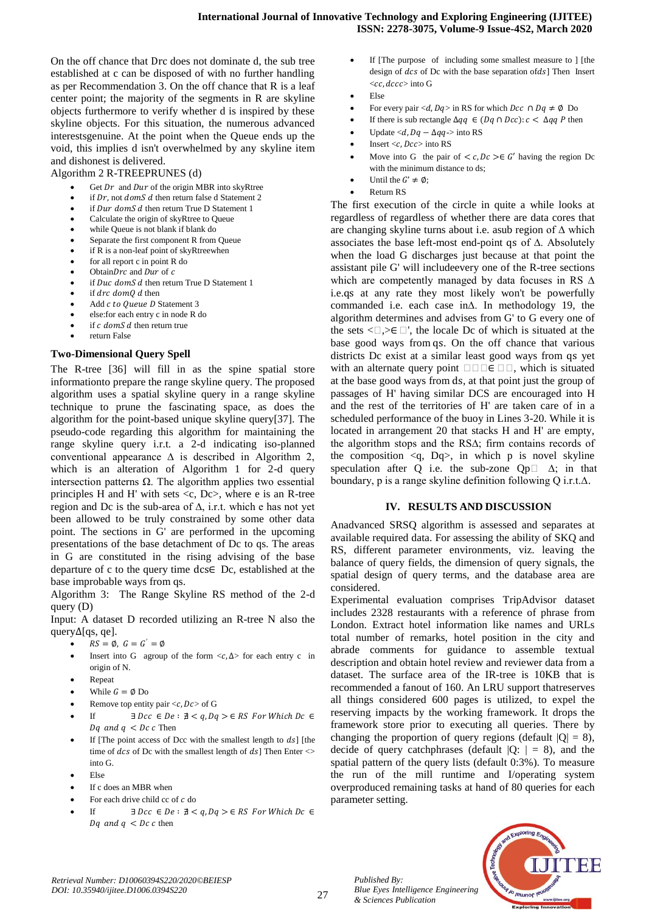On the off chance that Drc does not dominate d, the sub tree established at c can be disposed of with no further handling as per Recommendation 3. On the off chance that R is a leaf center point; the majority of the segments in R are skyline objects furthermore to verify whether d is inspired by these skyline objects. For this situation, the numerous advanced interestsgenuine. At the point when the Queue ends up the void, this implies d isn't overwhelmed by any skyline item and dishonest is delivered.

Algorithm 2 R-TREEPRUNES (d)

- Get $Dr$ and $Dur$ of the origin MBR into skyRtree
- if $Dr$, not $domS\ d$ then return false d Statement 2
- if $Dur\ domS\ d$ then return True D Statement 1
- Calculate the origin of skyRtree to Queue
- while Queue is not blank if blank do
- Separate the first component R from Queue
- if R is a non-leaf point of skyRtreewhen
- for all report c in point R do
- Obtain$Drc$ and $Dur$ of $c$
- if $Duc\ domS\ d$ then return True D Statement 1
- if $drc\ domQ\ d$ then
- Add $c\ to\ Queue\ D$ Statement 3
- else:for each entry c in node R do
- if $c\ domS\ d$ then return true
- return False

### Two-Dimensional Query Spell

The R-tree [36] will fill in as the spine spatial store informationto prepare the range skyline query. The proposed algorithm uses a spatial skyline query in a range skyline technique to prune the fascinating space, as does the algorithm for the point-based unique skyline query[37]. The pseudo-code regarding this algorithm for maintaining the range skyline query i.r.t. a 2-d indicating iso-planned conventional appearance Δ is described in Algorithm 2, which is an alteration of Algorithm 1 for 2-d query intersection patterns Ω. The algorithm applies two essential principles H and H' with sets <c, Dc>, where e is an R-tree region and Dc is the sub-area of Δ, i.r.t. which e has not yet been allowed to be truly constrained by some other data point. The sections in G' are performed in the upcoming presentations of the base detachment of Dc to qs. The areas in G are constituted in the rising advising of the base departure of c to the query time dcs∈ Dc, established at the base improbable ways from qs.

Algorithm 3: The Range Skyline RS method of the 2-d query (D)

Input: A dataset D recorded utilizing an R-tree N also the queryΔ[qs, qe].

- $RS = \emptyset,\ G = G^{'} = \emptyset$
- Insert into G agroup of the form $<c, \Delta>$ for each entry c in origin of N.
- Repeat
- While $G = \emptyset$ Do
- Remove top entity pair $<c, Dc>$ of G
- If $\exists\, Dcc \in De : \nexists < q, Dq > \in RS\ For\ Which\ Dc \in Dq\ and\ q < Dc\ c$ Then
- If [The point access of Dcc with the smallest length to $ds$] [the time of $dcs$ of Dc with the smallest length of $ds$] Then Enter <> into G.
- Else
- If c does an MBR when
- For each drive child cc of $c$ do
- If $\exists\, Dcc \in De : \nexists < q, Dq > \in RS\ For\ Which\ Dc \in Dq\ and\ q < Dc\ c$ then
- If [The purpose of including some smallest measure to ] [the design of $dcs$ of Dc with the base separation of$ds$] Then Insert $<cc, dccc>$ into G
- Else
- For every pair $<d, Dq>$ in RS for which $Dcc \cap Dq \neq \emptyset$ Do
- If there is sub rectangle $\Delta qq \in (Dq \cap Dcc) : c < \Delta qq\ P$ then
- Update $<d, Dq - \Delta qq$-> into RS
- Insert $<c, Dcc>$ into RS
- Move into G the pair of $< c, Dc > \in G'$ having the region Dc with the minimum distance to ds;
- Until the $G' \neq \emptyset$;
- Return RS

The first execution of the circle in quite a while looks at regardless of regardless of whether there are data cores that are changing skyline turns about i.e. asub region of Δ which associates the base left-most end-point qs of Δ. Absolutely when the load G discharges just because at that point the assistant pile G' will includeevery one of the R-tree sections which are competently managed by data focuses in RS Δ i.e.qs at any rate they most likely won't be powerfully commanded i.e. each case inΔ. In methodology 19, the algorithm determines and advises from G' to G every one of the sets <□,>∈ □', the locale Dc of which is situated at the base good ways from qs. On the off chance that various districts Dc exist at a similar least good ways from qs yet with an alternate query point □□□∈ □□, which is situated at the base good ways from ds, at that point just the group of passages of H' having similar DCS are encouraged into H and the rest of the territories of H' are taken care of in a scheduled performance of the buoy in Lines 3-20. While it is located in arrangement 20 that stacks H and H' are empty, the algorithm stops and the RSΔ; firm contains records of the composition <q, Dq>, in which p is novel skyline speculation after Q i.e. the sub-zone Qp□ Δ; in that boundary, p is a range skyline definition following Q i.r.t.Δ.

## IV. RESULTS AND DISCUSSION

Anadvanced SRSQ algorithm is assessed and separates at available required data. For assessing the ability of SKQ and RS, different parameter environments, viz. leaving the balance of query fields, the dimension of query signals, the spatial design of query terms, and the database area are considered.

Experimental evaluation comprises TripAdvisor dataset includes 2328 restaurants with a reference of phrase from London. Extract hotel information like names and URLs total number of remarks, hotel position in the city and abrade comments for guidance to assemble textual description and obtain hotel review and reviewer data from a dataset. The surface area of the IR-tree is 10KB that is recommended a fanout of 160. An LRU support thatreserves all things considered 600 pages is utilized, to expel the reserving impacts by the working framework. It drops the framework store prior to executing all queries. There by changing the proportion of query regions (default |Q| = 8), decide of query catchphrases (default |Q: | = 8), and the spatial pattern of the query lists (default 0:3%). To measure the run of the mill runtime and I/operating system overproduced remaining tasks at hand of 80 queries for each parameter setting.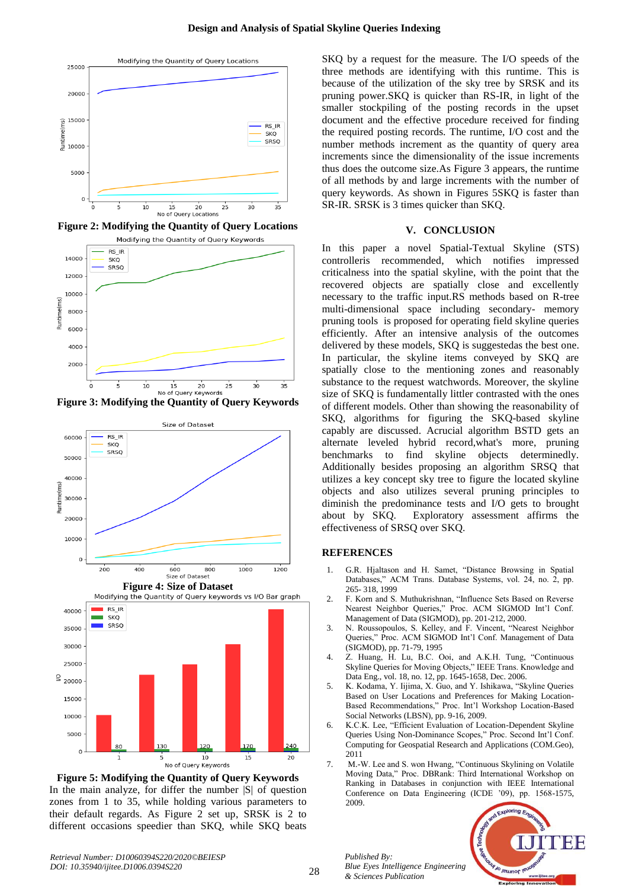Figure 2: Modifying the Quantity of Query Locations

Figure 3: Modifying the Quantity of Query Keywords

Figure 4: Size of Dataset

Figure 5: Modifying the Quantity of Query Keywords

In the main analyze, for differ the number |S| of question zones from 1 to 35, while holding various parameters to their default regards. As Figure 2 set up, SRSK is 2 to different occasions speedier than SKQ, while SKQ beats SKQ by a request for the measure. The I/O speeds of the three methods are identifying with this runtime. This is because of the utilization of the sky tree by SRSK and its pruning power.SKQ is quicker than RS-IR, in light of the smaller stockpiling of the posting records in the upset document and the effective procedure received for finding the required posting records. The runtime, I/O cost and the number methods increment as the quantity of query area increments since the dimensionality of the issue increments thus does the outcome size.As Figure 3 appears, the runtime of all methods by and large increments with the number of query keywords. As shown in Figures 5SKQ is faster than SR-IR. SRSK is 3 times quicker than SKQ.

## V. CONCLUSION

In this paper a novel Spatial-Textual Skyline (STS) controlleris recommended, which notifies impressed criticalness into the spatial skyline, with the point that the recovered objects are spatially close and excellently necessary to the traffic input.RS methods based on R-tree multi-dimensional space including secondary- memory pruning tools is proposed for operating field skyline queries efficiently. After an intensive analysis of the outcomes delivered by these models, SKQ is suggestedas the best one. In particular, the skyline items conveyed by SKQ are spatially close to the mentioning zones and reasonably substance to the request watchwords. Moreover, the skyline size of SKQ is fundamentally littler contrasted with the ones of different models. Other than showing the reasonability of SKQ, algorithms for figuring the SKQ-based skyline capably are discussed. Acrucial algorithm BSTD gets an alternate leveled hybrid record,what's more, pruning benchmarks to find skyline objects determinedly. Additionally besides proposing an algorithm SRSQ that utilizes a key concept sky tree to figure the located skyline objects and also utilizes several pruning principles to diminish the predominance tests and I/O gets to brought about by SKQ. Exploratory assessment affirms the effectiveness of SRSQ over SKQ.

## REFERENCES

1. G.R. Hjaltason and H. Samet, "Distance Browsing in Spatial Databases," ACM Trans. Database Systems, vol. 24, no. 2, pp. 265- 318, 1999
2. F. Korn and S. Muthukrishnan, "Influence Sets Based on Reverse Nearest Neighbor Queries," Proc. ACM SIGMOD Int'l Conf. Management of Data (SIGMOD), pp. 201-212, 2000.
3. N. Roussopoulos, S. Kelley, and F. Vincent, "Nearest Neighbor Queries," Proc. ACM SIGMOD Int'l Conf. Management of Data (SIGMOD), pp. 71-79, 1995
4. Z. Huang, H. Lu, B.C. Ooi, and A.K.H. Tung, "Continuous Skyline Queries for Moving Objects," IEEE Trans. Knowledge and Data Eng., vol. 18, no. 12, pp. 1645-1658, Dec. 2006.
5. K. Kodama, Y. Iijima, X. Guo, and Y. Ishikawa, "Skyline Queries Based on User Locations and Preferences for Making Location-Based Recommendations," Proc. Int'l Workshop Location-Based Social Networks (LBSN), pp. 9-16, 2009.
6. K.C.K. Lee, "Efficient Evaluation of Location-Dependent Skyline Queries Using Non-Dominance Scopes," Proc. Second Int'l Conf. Computing for Geospatial Research and Applications (COM.Geo), 2011
7. M.-W. Lee and S. won Hwang, "Continuous Skylining on Volatile Moving Data," Proc. DBRank: Third International Workshop on Ranking in Databases in conjunction with IEEE International Conference on Data Engineering (ICDE '09), pp. 1568-1575, 2009.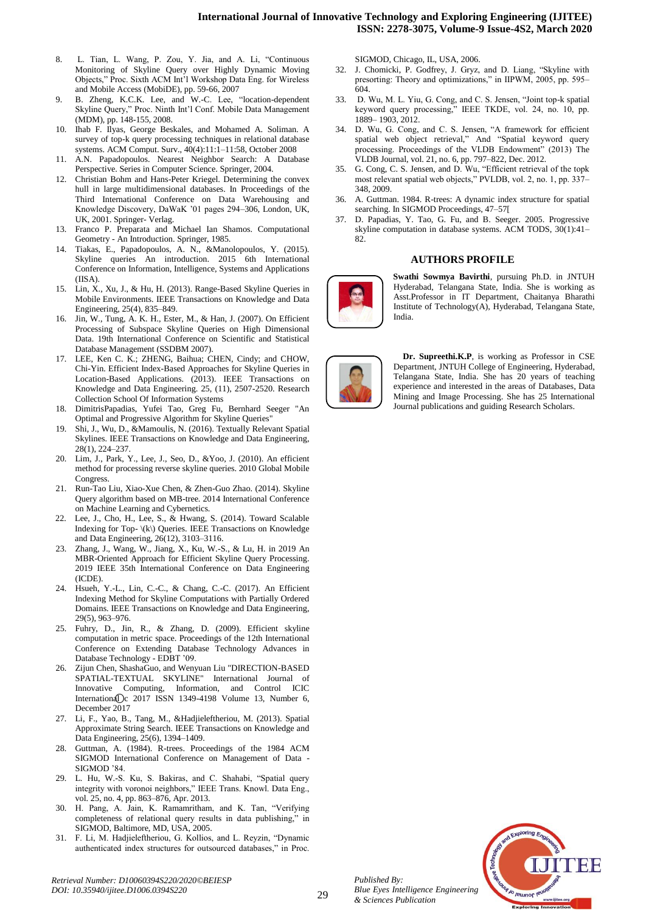8. L. Tian, L. Wang, P. Zou, Y. Jia, and A. Li, "Continuous Monitoring of Skyline Query over Highly Dynamic Moving Objects," Proc. Sixth ACM Int'l Workshop Data Eng. for Wireless and Mobile Access (MobiDE), pp. 59-66, 2007
9. B. Zheng, K.C.K. Lee, and W.-C. Lee, "location-dependent Skyline Query," Proc. Ninth Int'l Conf. Mobile Data Management (MDM), pp. 148-155, 2008.
10. Ihab F. Ilyas, George Beskales, and Mohamed A. Soliman. A survey of top-k query processing techniques in relational database systems. ACM Comput. Surv., 40(4):11:1–11:58, October 2008
11. A.N. Papadopoulos. Nearest Neighbor Search: A Database Perspective. Series in Computer Science. Springer, 2004.
12. Christian Bohm and Hans-Peter Kriegel. Determining the convex hull in large multidimensional databases. In Proceedings of the Third International Conference on Data Warehousing and Knowledge Discovery, DaWaK '01 pages 294–306, London, UK, UK, 2001. Springer- Verlag.
13. Franco P. Preparata and Michael Ian Shamos. Computational Geometry - An Introduction. Springer, 1985.
14. Tiakas, E., Papadopoulos, A. N., &Manolopoulos, Y. (2015). Skyline queries An introduction. 2015 6th International Conference on Information, Intelligence, Systems and Applications (IISA).
15. Lin, X., Xu, J., & Hu, H. (2013). Range-Based Skyline Queries in Mobile Environments. IEEE Transactions on Knowledge and Data Engineering, 25(4), 835–849.
16. Jin, W., Tung, A. K. H., Ester, M., & Han, J. (2007). On Efficient Processing of Subspace Skyline Queries on High Dimensional Data. 19th International Conference on Scientific and Statistical Database Management (SSDBM 2007).
17. LEE, Ken C. K.; ZHENG, Baihua; CHEN, Cindy; and CHOW, Chi-Yin. Efficient Index-Based Approaches for Skyline Queries in Location-Based Applications. (2013). IEEE Transactions on Knowledge and Data Engineering. 25, (11), 2507-2520. Research Collection School Of Information Systems
18. DimitrisPapadias, Yufei Tao, Greg Fu, Bernhard Seeger "An Optimal and Progressive Algorithm for Skyline Queries"
19. Shi, J., Wu, D., &Mamoulis, N. (2016). Textually Relevant Spatial Skylines. IEEE Transactions on Knowledge and Data Engineering, 28(1), 224–237.
20. Lim, J., Park, Y., Lee, J., Seo, D., &Yoo, J. (2010). An efficient method for processing reverse skyline queries. 2010 Global Mobile Congress.
21. Run-Tao Liu, Xiao-Xue Chen, & Zhen-Guo Zhao. (2014). Skyline Query algorithm based on MB-tree. 2014 International Conference on Machine Learning and Cybernetics.
22. Lee, J., Cho, H., Lee, S., & Hwang, S. (2014). Toward Scalable Indexing for Top- \(k\) Queries. IEEE Transactions on Knowledge and Data Engineering, 26(12), 3103–3116.
23. Zhang, J., Wang, W., Jiang, X., Ku, W.-S., & Lu, H. in 2019 An MBR-Oriented Approach for Efficient Skyline Query Processing. 2019 IEEE 35th International Conference on Data Engineering (ICDE).
24. Hsueh, Y.-L., Lin, C.-C., & Chang, C.-C. (2017). An Efficient Indexing Method for Skyline Computations with Partially Ordered Domains. IEEE Transactions on Knowledge and Data Engineering, 29(5), 963–976.
25. Fuhry, D., Jin, R., & Zhang, D. (2009). Efficient skyline computation in metric space. Proceedings of the 12th International Conference on Extending Database Technology Advances in Database Technology - EDBT '09.
26. Zijun Chen, ShashaGuo, and Wenyuan Liu "DIRECTION-BASED SPATIAL-TEXTUAL SKYLINE" International Journal of Innovative Computing, Information, and Control ICIC International©c 2017 ISSN 1349-4198 Volume 13, Number 6, December 2017
27. Li, F., Yao, B., Tang, M., &Hadjieleftheriou, M. (2013). Spatial Approximate String Search. IEEE Transactions on Knowledge and Data Engineering, 25(6), 1394–1409.
28. Guttman, A. (1984). R-trees. Proceedings of the 1984 ACM SIGMOD International Conference on Management of Data - SIGMOD '84.
29. L. Hu, W.-S. Ku, S. Bakiras, and C. Shahabi, "Spatial query integrity with voronoi neighbors," IEEE Trans. Knowl. Data Eng., vol. 25, no. 4, pp. 863–876, Apr. 2013.
30. H. Pang, A. Jain, K. Ramamritham, and K. Tan, "Verifying completeness of relational query results in data publishing," in SIGMOD, Baltimore, MD, USA, 2005.
31. F. Li, M. Hadjieleftheriou, G. Kollios, and L. Reyzin, "Dynamic authenticated index structures for outsourced databases," in Proc. SIGMOD, Chicago, IL, USA, 2006.
32. J. Chomicki, P. Godfrey, J. Gryz, and D. Liang, "Skyline with presorting: Theory and optimizations," in IIPWM, 2005, pp. 595–604.
33. D. Wu, M. L. Yiu, G. Cong, and C. S. Jensen, "Joint top-k spatial keyword query processing," IEEE TKDE, vol. 24, no. 10, pp. 1889– 1903, 2012.
34. D. Wu, G. Cong, and C. S. Jensen, "A framework for efficient spatial web object retrieval," And "Spatial keyword query processing. Proceedings of the VLDB Endowment" (2013) The VLDB Journal, vol. 21, no. 6, pp. 797–822, Dec. 2012.
35. G. Cong, C. S. Jensen, and D. Wu, "Efficient retrieval of the topk most relevant spatial web objects," PVLDB, vol. 2, no. 1, pp. 337–348, 2009.
36. A. Guttman. 1984. R-trees: A dynamic index structure for spatial searching. In SIGMOD Proceedings, 47–57[
37. D. Papadias, Y. Tao, G. Fu, and B. Seeger. 2005. Progressive skyline computation in database systems. ACM TODS, 30(1):41–82.

## AUTHORS PROFILE

**Swathi Sowmya Bavirthi**, pursuing Ph.D. in JNTUH Hyderabad, Telangana State, India. She is working as Asst.Professor in IT Department, Chaitanya Bharathi Institute of Technology(A), Hyderabad, Telangana State, India.

**Dr. Supreethi.K.P**, is working as Professor in CSE Department, JNTUH College of Engineering, Hyderabad, Telangana State, India. She has 20 years of teaching experience and interested in the areas of Databases, Data Mining and Image Processing. She has 25 International Journal publications and guiding Research Scholars.